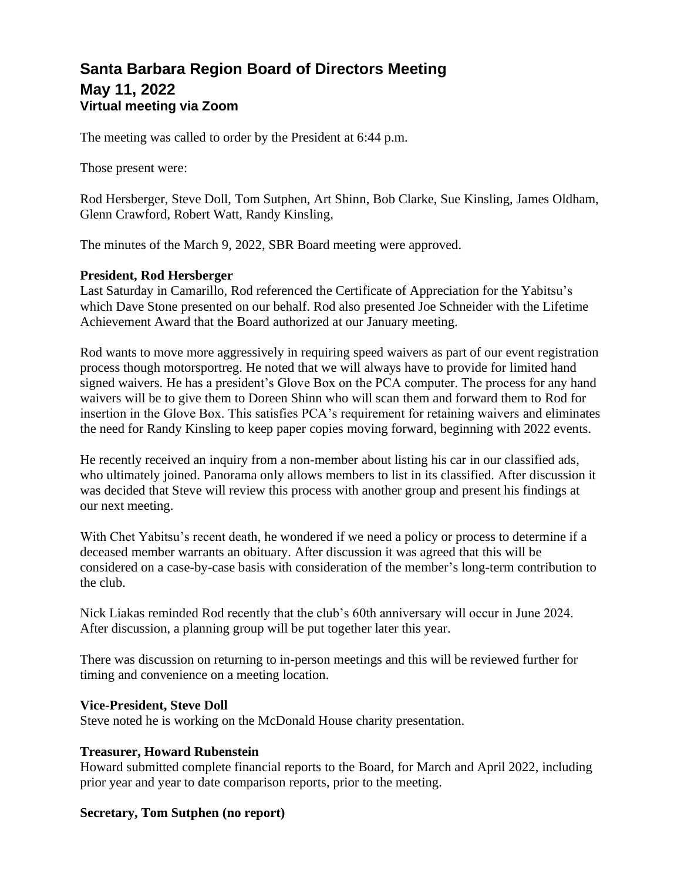# Santa Barbara Region Board of Directors Meeting

## May 11, 2022

### Virtual meeting via Zoom

The meeting was called to order by the President at 6:44 p.m.

Those present were:

Rod Hersberger, Steve Doll, Tom Sutphen, Art Shinn, Bob Clarke, Sue Kinsling, James Oldham, Glenn Crawford, Robert Watt, Randy Kinsling,

The minutes of the March 9, 2022, SBR Board meeting were approved.

**President, Rod Hersberger**

Last Saturday in Camarillo, Rod referenced the Certificate of Appreciation for the Yabitsu's which Dave Stone presented on our behalf. Rod also presented Joe Schneider with the Lifetime Achievement Award that the Board authorized at our January meeting.

Rod wants to move more aggressively in requiring speed waivers as part of our event registration process though motorsportreg. He noted that we will always have to provide for limited hand signed waivers. He has a president's Glove Box on the PCA computer. The process for any hand waivers will be to give them to Doreen Shinn who will scan them and forward them to Rod for insertion in the Glove Box. This satisfies PCA's requirement for retaining waivers and eliminates the need for Randy Kinsling to keep paper copies moving forward, beginning with 2022 events.

He recently received an inquiry from a non-member about listing his car in our classified ads, who ultimately joined. Panorama only allows members to list in its classified. After discussion it was decided that Steve will review this process with another group and present his findings at our next meeting.

With Chet Yabitsu's recent death, he wondered if we need a policy or process to determine if a deceased member warrants an obituary. After discussion it was agreed that this will be considered on a case-by-case basis with consideration of the member's long-term contribution to the club.

Nick Liakas reminded Rod recently that the club's 60th anniversary will occur in June 2024. After discussion, a planning group will be put together later this year.

There was discussion on returning to in-person meetings and this will be reviewed further for timing and convenience on a meeting location.

**Vice-President, Steve Doll**

Steve noted he is working on the McDonald House charity presentation.

**Treasurer, Howard Rubenstein**

Howard submitted complete financial reports to the Board, for March and April 2022, including prior year and year to date comparison reports, prior to the meeting.

**Secretary, Tom Sutphen (no report)**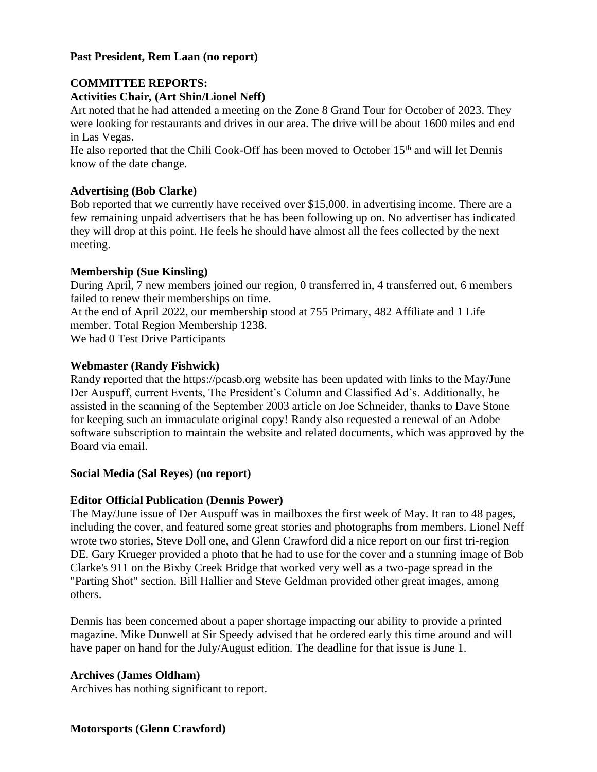**Past President, Rem Laan (no report)**

**COMMITTEE REPORTS:**

**Activities Chair, (Art Shin/Lionel Neff)**

Art noted that he had attended a meeting on the Zone 8 Grand Tour for October of 2023. They were looking for restaurants and drives in our area. The drive will be about 1600 miles and end in Las Vegas.

He also reported that the Chili Cook-Off has been moved to October 15th and will let Dennis know of the date change.

**Advertising (Bob Clarke)**

Bob reported that we currently have received over $15,000. in advertising income. There are a few remaining unpaid advertisers that he has been following up on. No advertiser has indicated they will drop at this point. He feels he should have almost all the fees collected by the next meeting.

**Membership (Sue Kinsling)**

During April, 7 new members joined our region, 0 transferred in, 4 transferred out, 6 members failed to renew their memberships on time.

At the end of April 2022, our membership stood at 755 Primary, 482 Affiliate and 1 Life member. Total Region Membership 1238.

We had 0 Test Drive Participants

**Webmaster (Randy Fishwick)**

Randy reported that the https://pcasb.org website has been updated with links to the May/June Der Auspuff, current Events, The President's Column and Classified Ad's. Additionally, he assisted in the scanning of the September 2003 article on Joe Schneider, thanks to Dave Stone for keeping such an immaculate original copy! Randy also requested a renewal of an Adobe software subscription to maintain the website and related documents, which was approved by the Board via email.

**Social Media (Sal Reyes) (no report)**

**Editor Official Publication (Dennis Power)**

The May/June issue of Der Auspuff was in mailboxes the first week of May. It ran to 48 pages, including the cover, and featured some great stories and photographs from members. Lionel Neff wrote two stories, Steve Doll one, and Glenn Crawford did a nice report on our first tri-region DE. Gary Krueger provided a photo that he had to use for the cover and a stunning image of Bob Clarke's 911 on the Bixby Creek Bridge that worked very well as a two-page spread in the "Parting Shot" section. Bill Hallier and Steve Geldman provided other great images, among others.

Dennis has been concerned about a paper shortage impacting our ability to provide a printed magazine. Mike Dunwell at Sir Speedy advised that he ordered early this time around and will have paper on hand for the July/August edition. The deadline for that issue is June 1.

**Archives (James Oldham)**

Archives has nothing significant to report.

**Motorsports (Glenn Crawford)**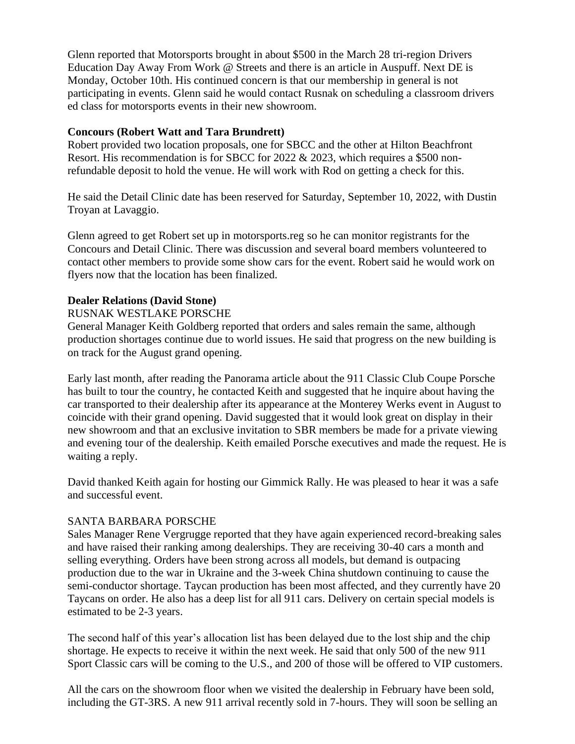Glenn reported that Motorsports brought in about $500 in the March 28 tri-region Drivers Education Day Away From Work @ Streets and there is an article in Auspuff. Next DE is Monday, October 10th. His continued concern is that our membership in general is not participating in events. Glenn said he would contact Rusnak on scheduling a classroom drivers ed class for motorsports events in their new showroom.

**Concours (Robert Watt and Tara Brundrett)**
Robert provided two location proposals, one for SBCC and the other at Hilton Beachfront Resort. His recommendation is for SBCC for 2022 & 2023, which requires a $500 non-refundable deposit to hold the venue. He will work with Rod on getting a check for this.

He said the Detail Clinic date has been reserved for Saturday, September 10, 2022, with Dustin Troyan at Lavaggio.

Glenn agreed to get Robert set up in motorsports.reg so he can monitor registrants for the Concours and Detail Clinic. There was discussion and several board members volunteered to contact other members to provide some show cars for the event. Robert said he would work on flyers now that the location has been finalized.

**Dealer Relations (David Stone)**
RUSNAK WESTLAKE PORSCHE
General Manager Keith Goldberg reported that orders and sales remain the same, although production shortages continue due to world issues. He said that progress on the new building is on track for the August grand opening.

Early last month, after reading the Panorama article about the 911 Classic Club Coupe Porsche has built to tour the country, he contacted Keith and suggested that he inquire about having the car transported to their dealership after its appearance at the Monterey Werks event in August to coincide with their grand opening. David suggested that it would look great on display in their new showroom and that an exclusive invitation to SBR members be made for a private viewing and evening tour of the dealership. Keith emailed Porsche executives and made the request. He is waiting a reply.

David thanked Keith again for hosting our Gimmick Rally. He was pleased to hear it was a safe and successful event.

SANTA BARBARA PORSCHE
Sales Manager Rene Vergrugge reported that they have again experienced record-breaking sales and have raised their ranking among dealerships. They are receiving 30-40 cars a month and selling everything. Orders have been strong across all models, but demand is outpacing production due to the war in Ukraine and the 3-week China shutdown continuing to cause the semi-conductor shortage. Taycan production has been most affected, and they currently have 20 Taycans on order. He also has a deep list for all 911 cars. Delivery on certain special models is estimated to be 2-3 years.

The second half of this year's allocation list has been delayed due to the lost ship and the chip shortage. He expects to receive it within the next week. He said that only 500 of the new 911 Sport Classic cars will be coming to the U.S., and 200 of those will be offered to VIP customers.

All the cars on the showroom floor when we visited the dealership in February have been sold, including the GT-3RS. A new 911 arrival recently sold in 7-hours. They will soon be selling an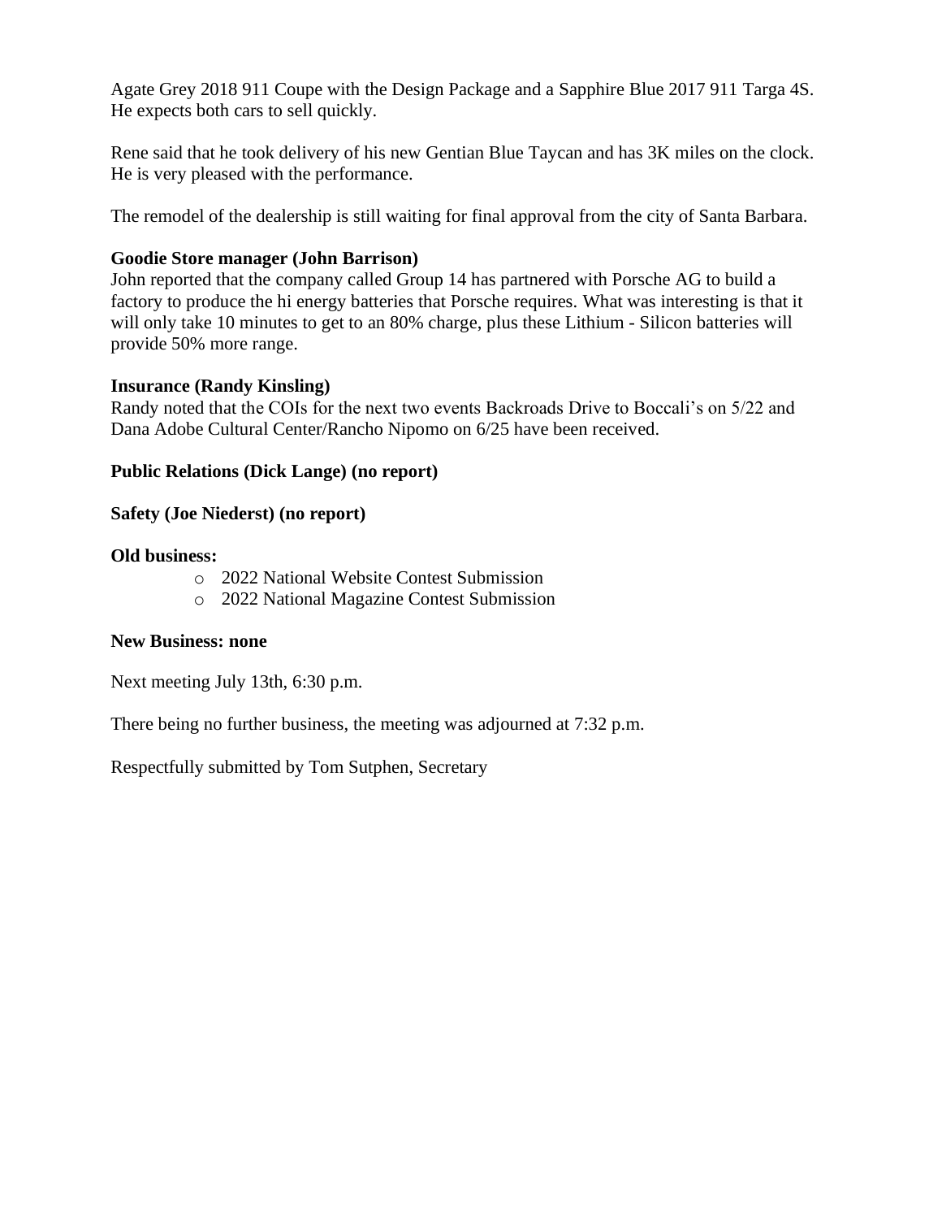Agate Grey 2018 911 Coupe with the Design Package and a Sapphire Blue 2017 911 Targa 4S. He expects both cars to sell quickly.

Rene said that he took delivery of his new Gentian Blue Taycan and has 3K miles on the clock. He is very pleased with the performance.

The remodel of the dealership is still waiting for final approval from the city of Santa Barbara.

**Goodie Store manager (John Barrison)**
John reported that the company called Group 14 has partnered with Porsche AG to build a factory to produce the hi energy batteries that Porsche requires. What was interesting is that it will only take 10 minutes to get to an 80% charge, plus these Lithium - Silicon batteries will provide 50% more range.

**Insurance (Randy Kinsling)**
Randy noted that the COIs for the next two events Backroads Drive to Boccali's on 5/22 and Dana Adobe Cultural Center/Rancho Nipomo on 6/25 have been received.

**Public Relations (Dick Lange) (no report)**

**Safety (Joe Niederst) (no report)**

**Old business:**

- 2022 National Website Contest Submission
- 2022 National Magazine Contest Submission

**New Business: none**

Next meeting July 13th, 6:30 p.m.

There being no further business, the meeting was adjourned at 7:32 p.m.

Respectfully submitted by Tom Sutphen, Secretary